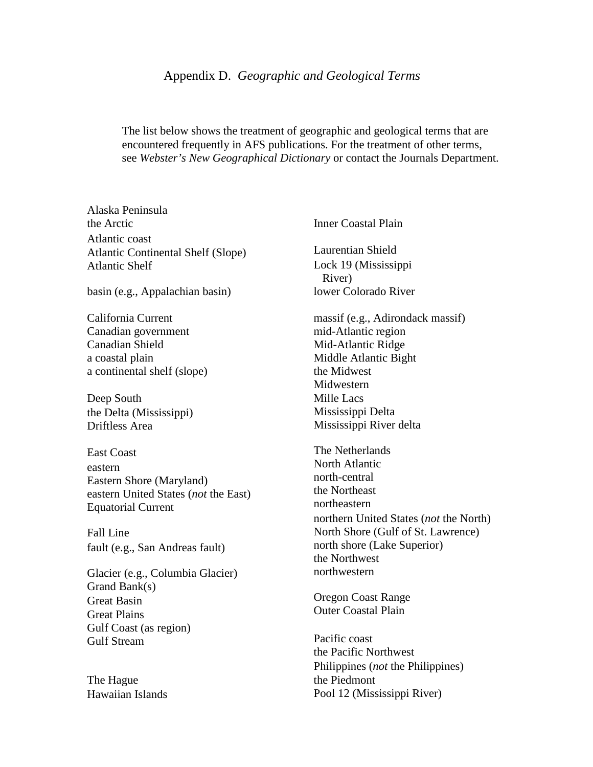# Appendix D. *Geographic and Geological Terms*

The list below shows the treatment of geographic and geological terms that are encountered frequently in AFS publications. For the treatment of other terms, see *Webster's New Geographical Dictionary* or contact the Journals Department.

Alaska Peninsula
the Arctic
Atlantic coast
Atlantic Continental Shelf (Slope)
Atlantic Shelf

basin (e.g., Appalachian basin)

California Current
Canadian government
Canadian Shield
a coastal plain
a continental shelf (slope)

Deep South
the Delta (Mississippi)
Driftless Area

East Coast
eastern
Eastern Shore (Maryland)
eastern United States (*not* the East)
Equatorial Current

Fall Line
fault (e.g., San Andreas fault)

Glacier (e.g., Columbia Glacier)
Grand Bank(s)
Great Basin
Great Plains
Gulf Coast (as region)
Gulf Stream

The Hague
Hawaiian Islands

Inner Coastal Plain

Laurentian Shield
Lock 19 (Mississippi River)
lower Colorado River

massif (e.g., Adirondack massif)
mid-Atlantic region
Mid-Atlantic Ridge
Middle Atlantic Bight
the Midwest
Midwestern
Mille Lacs
Mississippi Delta
Mississippi River delta

The Netherlands
North Atlantic
north-central
the Northeast
northeastern
northern United States (*not* the North)
North Shore (Gulf of St. Lawrence)
north shore (Lake Superior)
the Northwest
northwestern

Oregon Coast Range
Outer Coastal Plain

Pacific coast
the Pacific Northwest
Philippines (*not* the Philippines)
the Piedmont
Pool 12 (Mississippi River)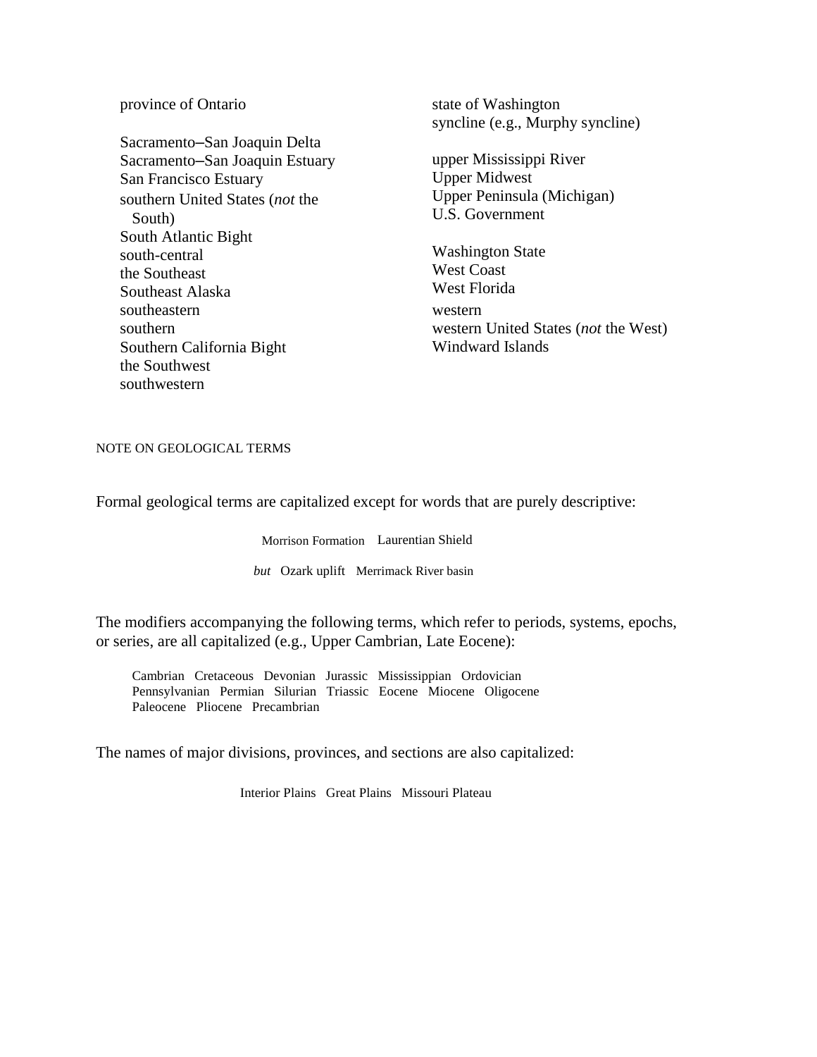province of Ontario

Sacramento–San Joaquin Delta
Sacramento–San Joaquin Estuary
San Francisco Estuary
southern United States (*not* the South)
South Atlantic Bight
south-central
the Southeast
Southeast Alaska
southeastern
southern
Southern California Bight
the Southwest
southwestern

state of Washington
syncline (e.g., Murphy syncline)

upper Mississippi River
Upper Midwest
Upper Peninsula (Michigan)
U.S. Government

Washington State
West Coast
West Florida
western
western United States (*not* the West)
Windward Islands

NOTE ON GEOLOGICAL TERMS

Formal geological terms are capitalized except for words that are purely descriptive:

Morrison Formation   Laurentian Shield

*but*   Ozark uplift   Merrimack River basin

The modifiers accompanying the following terms, which refer to periods, systems, epochs, or series, are all capitalized (e.g., Upper Cambrian, Late Eocene):

Cambrian   Cretaceous   Devonian   Jurassic   Mississippian   Ordovician
Pennsylvanian   Permian   Silurian   Triassic   Eocene   Miocene   Oligocene
Paleocene   Pliocene   Precambrian

The names of major divisions, provinces, and sections are also capitalized:

Interior Plains   Great Plains   Missouri Plateau